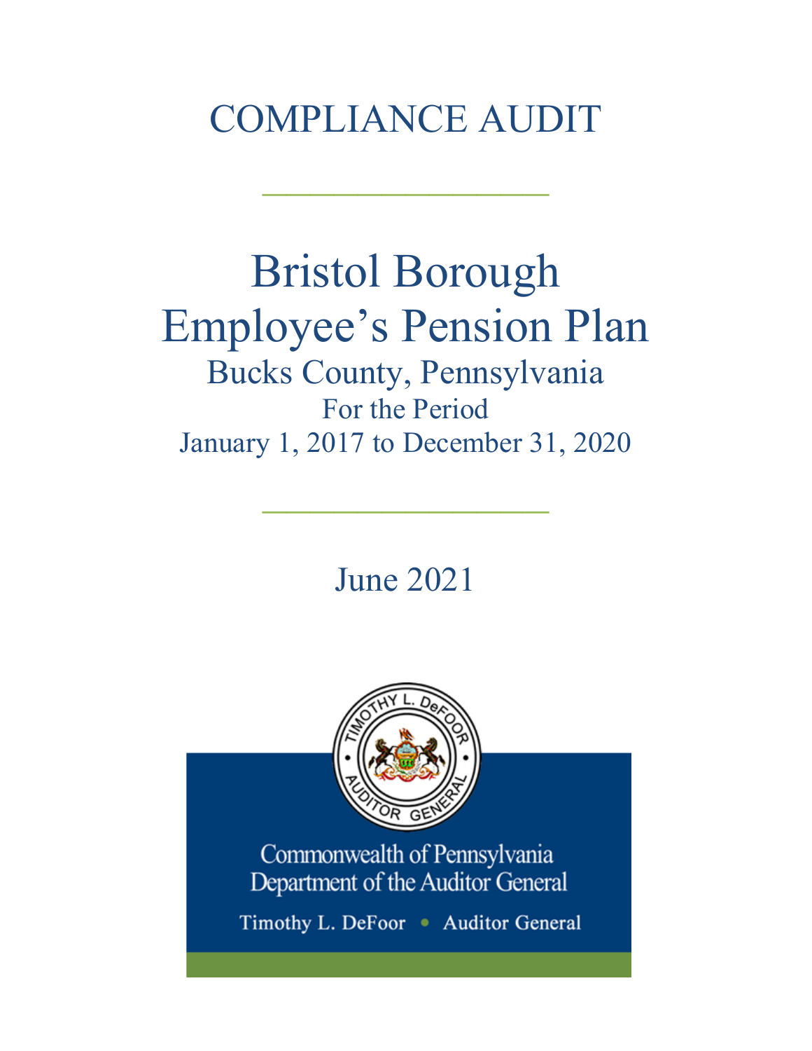# COMPLIANCE AUDIT

# Bristol Borough Employee's Pension Plan

## Bucks County, Pennsylvania

For the Period

January 1, 2017 to December 31, 2020

June 2021

Commonwealth of Pennsylvania
Department of the Auditor General

Timothy L. DeFoor • Auditor General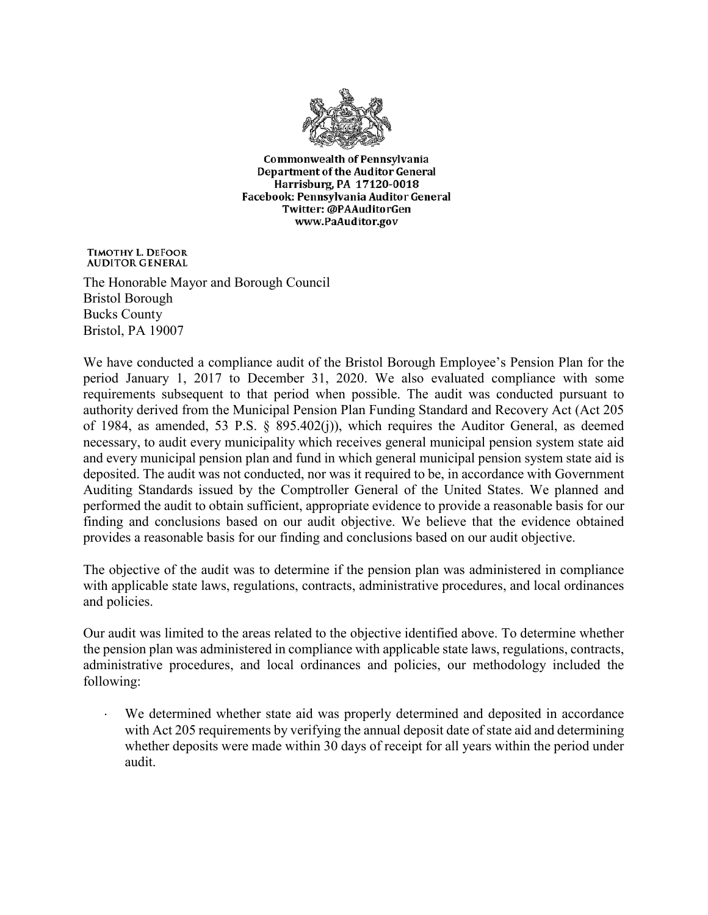Commonwealth of Pennsylvania
Department of the Auditor General
Harrisburg, PA 17120-0018
Facebook: Pennsylvania Auditor General
Twitter: @PAAuditorGen
www.PaAuditor.gov

TIMOTHY L. DEFOOR
AUDITOR GENERAL

The Honorable Mayor and Borough Council
Bristol Borough
Bucks County
Bristol, PA 19007

We have conducted a compliance audit of the Bristol Borough Employee's Pension Plan for the period January 1, 2017 to December 31, 2020. We also evaluated compliance with some requirements subsequent to that period when possible. The audit was conducted pursuant to authority derived from the Municipal Pension Plan Funding Standard and Recovery Act (Act 205 of 1984, as amended, 53 P.S. § 895.402(j)), which requires the Auditor General, as deemed necessary, to audit every municipality which receives general municipal pension system state aid and every municipal pension plan and fund in which general municipal pension system state aid is deposited. The audit was not conducted, nor was it required to be, in accordance with Government Auditing Standards issued by the Comptroller General of the United States. We planned and performed the audit to obtain sufficient, appropriate evidence to provide a reasonable basis for our finding and conclusions based on our audit objective. We believe that the evidence obtained provides a reasonable basis for our finding and conclusions based on our audit objective.

The objective of the audit was to determine if the pension plan was administered in compliance with applicable state laws, regulations, contracts, administrative procedures, and local ordinances and policies.

Our audit was limited to the areas related to the objective identified above. To determine whether the pension plan was administered in compliance with applicable state laws, regulations, contracts, administrative procedures, and local ordinances and policies, our methodology included the following:

- We determined whether state aid was properly determined and deposited in accordance with Act 205 requirements by verifying the annual deposit date of state aid and determining whether deposits were made within 30 days of receipt for all years within the period under audit.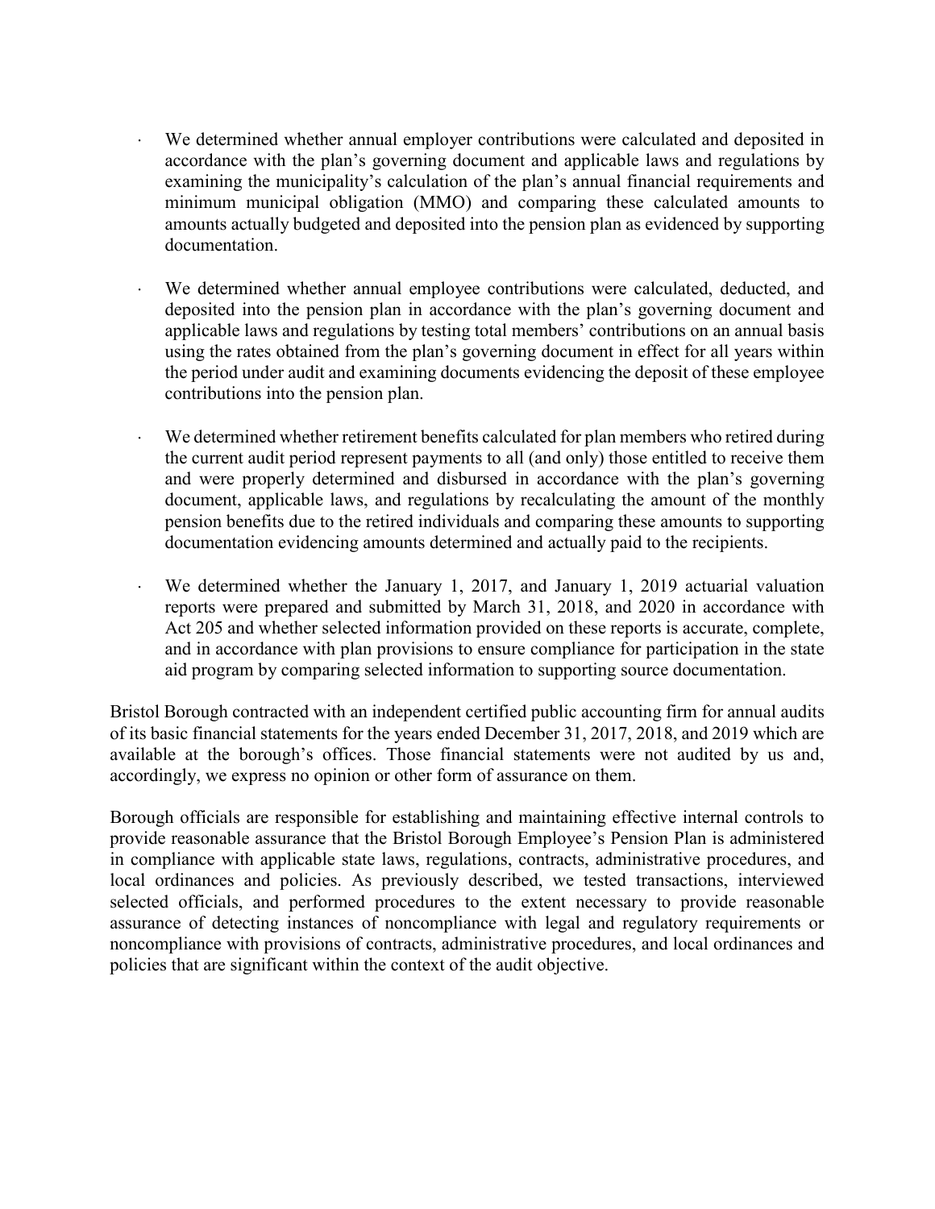- We determined whether annual employer contributions were calculated and deposited in accordance with the plan's governing document and applicable laws and regulations by examining the municipality's calculation of the plan's annual financial requirements and minimum municipal obligation (MMO) and comparing these calculated amounts to amounts actually budgeted and deposited into the pension plan as evidenced by supporting documentation.

- We determined whether annual employee contributions were calculated, deducted, and deposited into the pension plan in accordance with the plan's governing document and applicable laws and regulations by testing total members' contributions on an annual basis using the rates obtained from the plan's governing document in effect for all years within the period under audit and examining documents evidencing the deposit of these employee contributions into the pension plan.

- We determined whether retirement benefits calculated for plan members who retired during the current audit period represent payments to all (and only) those entitled to receive them and were properly determined and disbursed in accordance with the plan's governing document, applicable laws, and regulations by recalculating the amount of the monthly pension benefits due to the retired individuals and comparing these amounts to supporting documentation evidencing amounts determined and actually paid to the recipients.

- We determined whether the January 1, 2017, and January 1, 2019 actuarial valuation reports were prepared and submitted by March 31, 2018, and 2020 in accordance with Act 205 and whether selected information provided on these reports is accurate, complete, and in accordance with plan provisions to ensure compliance for participation in the state aid program by comparing selected information to supporting source documentation.

Bristol Borough contracted with an independent certified public accounting firm for annual audits of its basic financial statements for the years ended December 31, 2017, 2018, and 2019 which are available at the borough's offices. Those financial statements were not audited by us and, accordingly, we express no opinion or other form of assurance on them.

Borough officials are responsible for establishing and maintaining effective internal controls to provide reasonable assurance that the Bristol Borough Employee's Pension Plan is administered in compliance with applicable state laws, regulations, contracts, administrative procedures, and local ordinances and policies. As previously described, we tested transactions, interviewed selected officials, and performed procedures to the extent necessary to provide reasonable assurance of detecting instances of noncompliance with legal and regulatory requirements or noncompliance with provisions of contracts, administrative procedures, and local ordinances and policies that are significant within the context of the audit objective.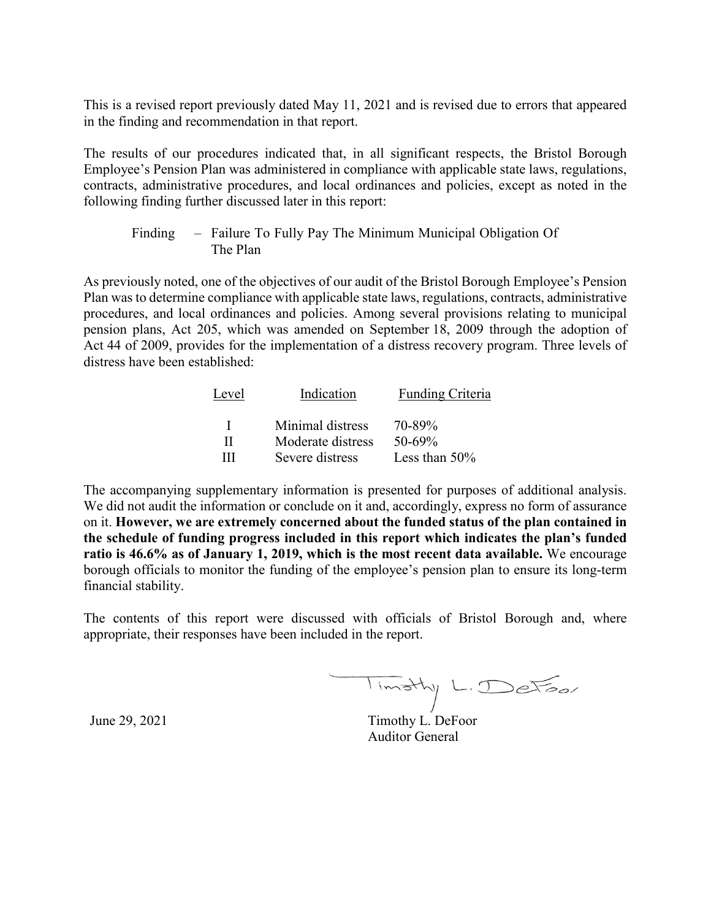This is a revised report previously dated May 11, 2021 and is revised due to errors that appeared in the finding and recommendation in that report.

The results of our procedures indicated that, in all significant respects, the Bristol Borough Employee's Pension Plan was administered in compliance with applicable state laws, regulations, contracts, administrative procedures, and local ordinances and policies, except as noted in the following finding further discussed later in this report:

> Finding – Failure To Fully Pay The Minimum Municipal Obligation Of The Plan

As previously noted, one of the objectives of our audit of the Bristol Borough Employee's Pension Plan was to determine compliance with applicable state laws, regulations, contracts, administrative procedures, and local ordinances and policies. Among several provisions relating to municipal pension plans, Act 205, which was amended on September 18, 2009 through the adoption of Act 44 of 2009, provides for the implementation of a distress recovery program. Three levels of distress have been established:

| Level | Indication | Funding Criteria |
|---|---|---|
| I | Minimal distress | 70-89% |
| II | Moderate distress | 50-69% |
| III | Severe distress | Less than 50% |

The accompanying supplementary information is presented for purposes of additional analysis. We did not audit the information or conclude on it and, accordingly, express no form of assurance on it. **However, we are extremely concerned about the funded status of the plan contained in the schedule of funding progress included in this report which indicates the plan's funded ratio is 46.6% as of January 1, 2019, which is the most recent data available.** We encourage borough officials to monitor the funding of the employee's pension plan to ensure its long-term financial stability.

The contents of this report were discussed with officials of Bristol Borough and, where appropriate, their responses have been included in the report.

June 29, 2021

Timothy L. DeFoor
Auditor General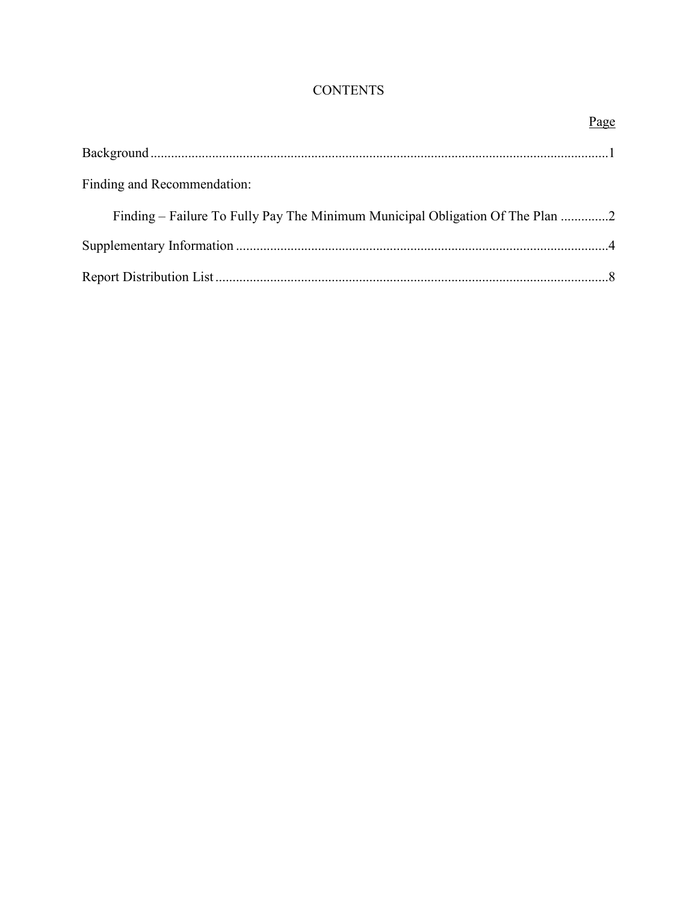# CONTENTS

| | Page |
|---|---|
| Background | 1 |
| Finding and Recommendation: | |
| Finding – Failure To Fully Pay The Minimum Municipal Obligation Of The Plan | 2 |
| Supplementary Information | 4 |
| Report Distribution List | 8 |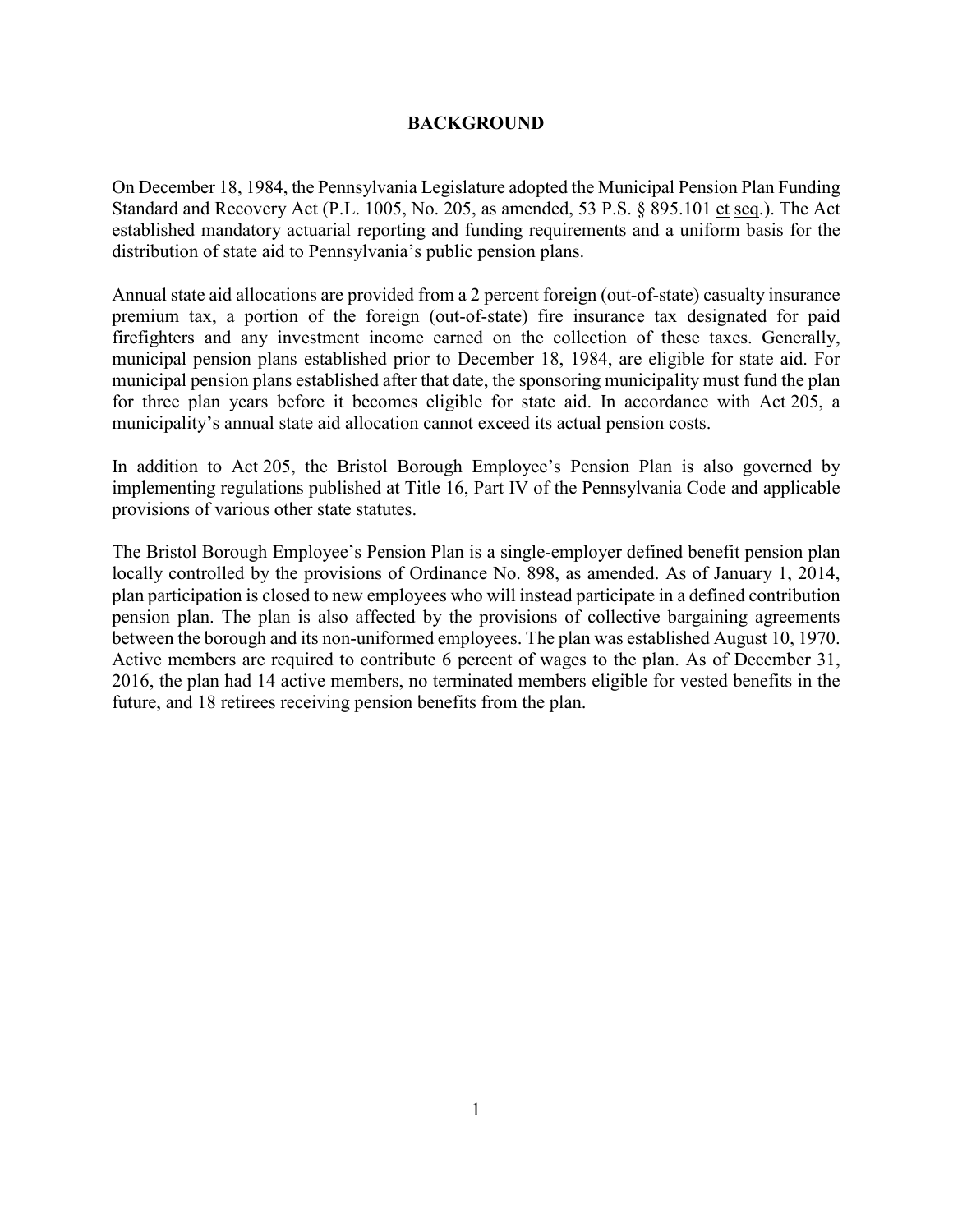# BACKGROUND

On December 18, 1984, the Pennsylvania Legislature adopted the Municipal Pension Plan Funding Standard and Recovery Act (P.L. 1005, No. 205, as amended, 53 P.S. § 895.101 et seq.). The Act established mandatory actuarial reporting and funding requirements and a uniform basis for the distribution of state aid to Pennsylvania's public pension plans.

Annual state aid allocations are provided from a 2 percent foreign (out-of-state) casualty insurance premium tax, a portion of the foreign (out-of-state) fire insurance tax designated for paid firefighters and any investment income earned on the collection of these taxes. Generally, municipal pension plans established prior to December 18, 1984, are eligible for state aid. For municipal pension plans established after that date, the sponsoring municipality must fund the plan for three plan years before it becomes eligible for state aid. In accordance with Act 205, a municipality's annual state aid allocation cannot exceed its actual pension costs.

In addition to Act 205, the Bristol Borough Employee's Pension Plan is also governed by implementing regulations published at Title 16, Part IV of the Pennsylvania Code and applicable provisions of various other state statutes.

The Bristol Borough Employee's Pension Plan is a single-employer defined benefit pension plan locally controlled by the provisions of Ordinance No. 898, as amended. As of January 1, 2014, plan participation is closed to new employees who will instead participate in a defined contribution pension plan. The plan is also affected by the provisions of collective bargaining agreements between the borough and its non-uniformed employees. The plan was established August 10, 1970. Active members are required to contribute 6 percent of wages to the plan. As of December 31, 2016, the plan had 14 active members, no terminated members eligible for vested benefits in the future, and 18 retirees receiving pension benefits from the plan.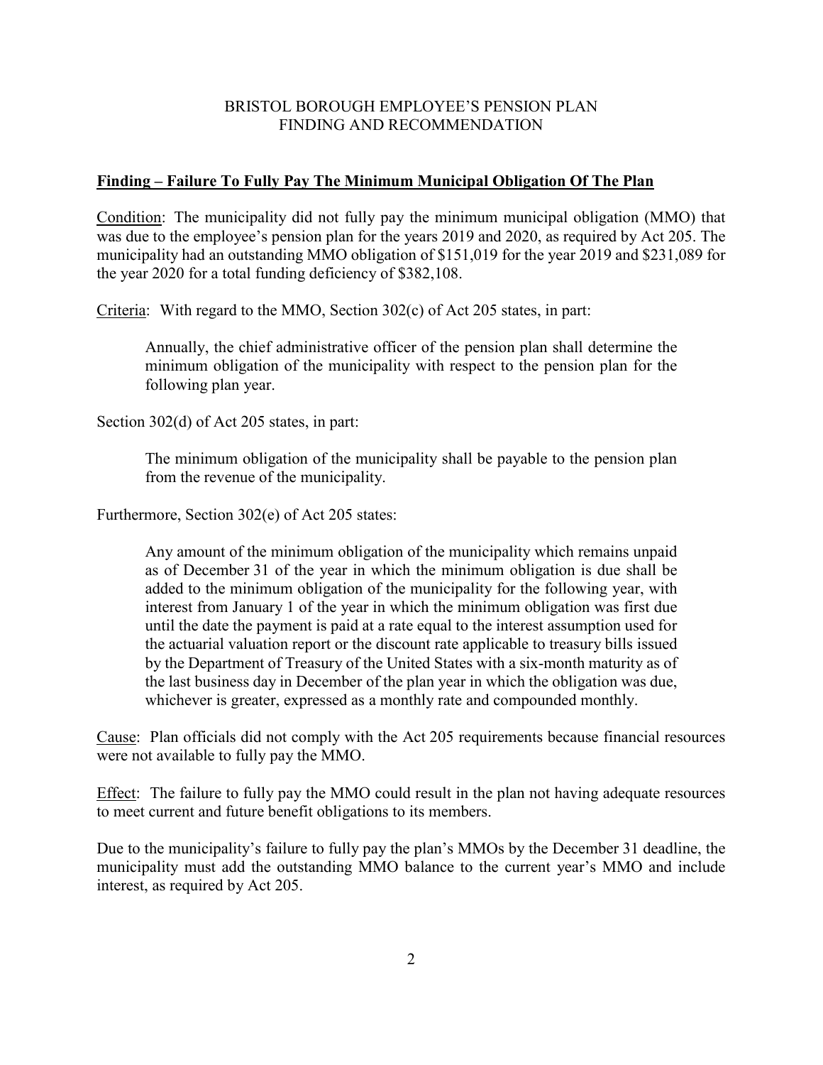BRISTOL BOROUGH EMPLOYEE'S PENSION PLAN
FINDING AND RECOMMENDATION

**Finding – Failure To Fully Pay The Minimum Municipal Obligation Of The Plan**

Condition: The municipality did not fully pay the minimum municipal obligation (MMO) that was due to the employee's pension plan for the years 2019 and 2020, as required by Act 205. The municipality had an outstanding MMO obligation of $151,019 for the year 2019 and $231,089 for the year 2020 for a total funding deficiency of $382,108.

Criteria: With regard to the MMO, Section 302(c) of Act 205 states, in part:

> Annually, the chief administrative officer of the pension plan shall determine the minimum obligation of the municipality with respect to the pension plan for the following plan year.

Section 302(d) of Act 205 states, in part:

> The minimum obligation of the municipality shall be payable to the pension plan from the revenue of the municipality.

Furthermore, Section 302(e) of Act 205 states:

> Any amount of the minimum obligation of the municipality which remains unpaid as of December 31 of the year in which the minimum obligation is due shall be added to the minimum obligation of the municipality for the following year, with interest from January 1 of the year in which the minimum obligation was first due until the date the payment is paid at a rate equal to the interest assumption used for the actuarial valuation report or the discount rate applicable to treasury bills issued by the Department of Treasury of the United States with a six-month maturity as of the last business day in December of the plan year in which the obligation was due, whichever is greater, expressed as a monthly rate and compounded monthly.

Cause: Plan officials did not comply with the Act 205 requirements because financial resources were not available to fully pay the MMO.

Effect: The failure to fully pay the MMO could result in the plan not having adequate resources to meet current and future benefit obligations to its members.

Due to the municipality's failure to fully pay the plan's MMOs by the December 31 deadline, the municipality must add the outstanding MMO balance to the current year's MMO and include interest, as required by Act 205.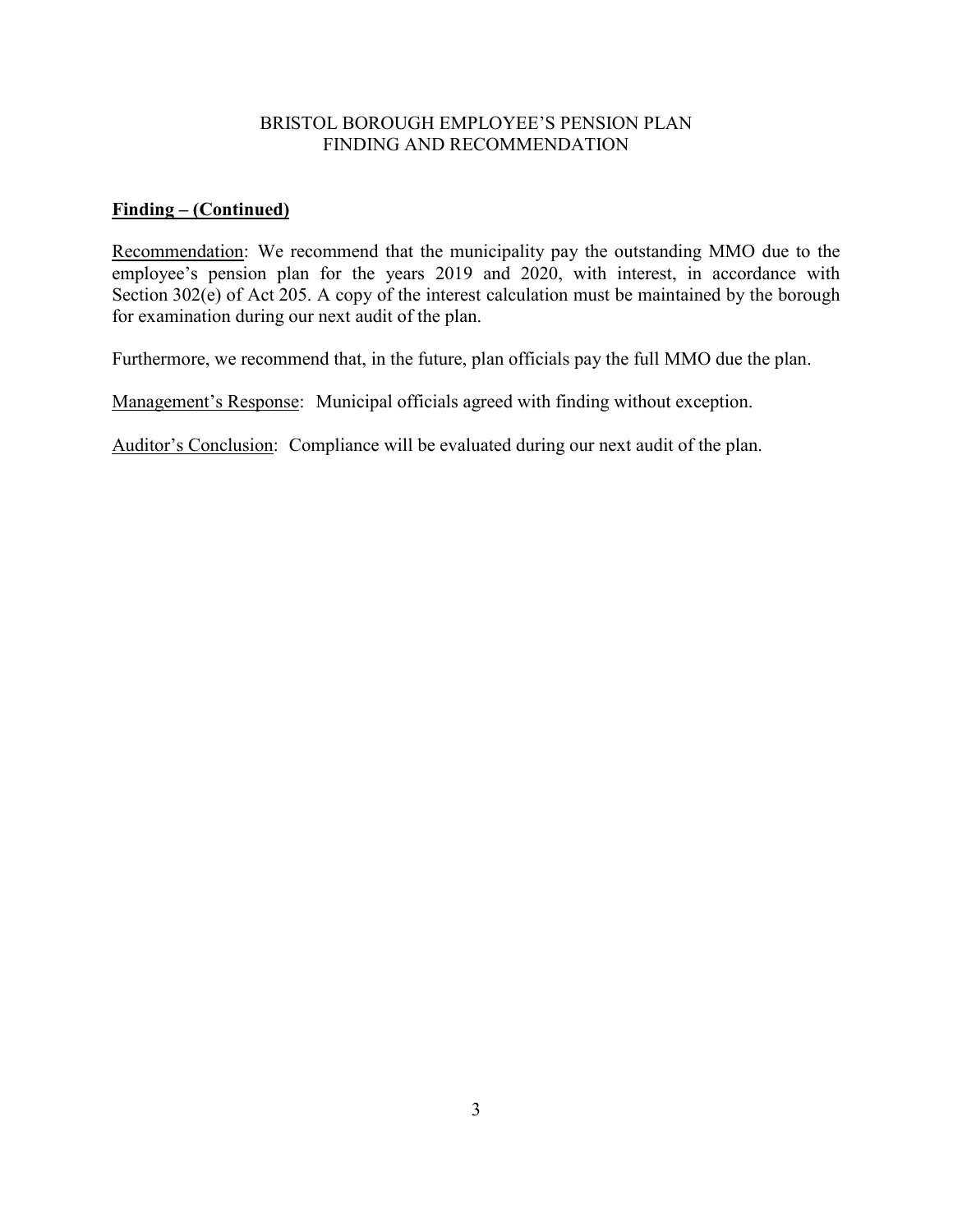BRISTOL BOROUGH EMPLOYEE'S PENSION PLAN
FINDING AND RECOMMENDATION

**Finding – (Continued)**

Recommendation: We recommend that the municipality pay the outstanding MMO due to the employee's pension plan for the years 2019 and 2020, with interest, in accordance with Section 302(e) of Act 205. A copy of the interest calculation must be maintained by the borough for examination during our next audit of the plan.

Furthermore, we recommend that, in the future, plan officials pay the full MMO due the plan.

Management's Response: Municipal officials agreed with finding without exception.

Auditor's Conclusion: Compliance will be evaluated during our next audit of the plan.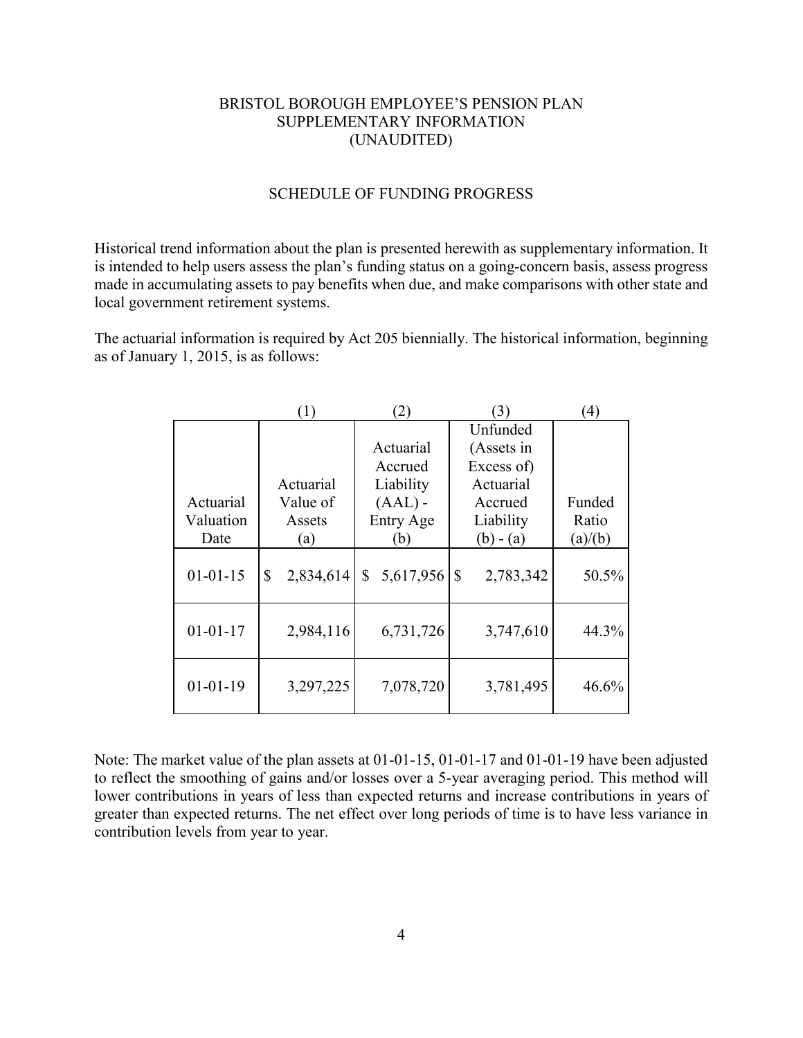# BRISTOL BOROUGH EMPLOYEE'S PENSION PLAN
## SUPPLEMENTARY INFORMATION
## (UNAUDITED)

### SCHEDULE OF FUNDING PROGRESS

Historical trend information about the plan is presented herewith as supplementary information. It is intended to help users assess the plan's funding status on a going-concern basis, assess progress made in accumulating assets to pay benefits when due, and make comparisons with other state and local government retirement systems.

The actuarial information is required by Act 205 biennially. The historical information, beginning as of January 1, 2015, is as follows:

| | (1) | (2) | (3) | (4) |
|---|---|---|---|---|
| Actuarial Valuation Date | Actuarial Value of Assets (a) | Actuarial Accrued Liability (AAL) - Entry Age (b) | Unfunded (Assets in Excess of) Actuarial Accrued Liability (b) - (a) | Funded Ratio (a)/(b) |
| 01-01-15 | $ 2,834,614 | $ 5,617,956 | $ 2,783,342 | 50.5% |
| 01-01-17 | 2,984,116 | 6,731,726 | 3,747,610 | 44.3% |
| 01-01-19 | 3,297,225 | 7,078,720 | 3,781,495 | 46.6% |

Note: The market value of the plan assets at 01-01-15, 01-01-17 and 01-01-19 have been adjusted to reflect the smoothing of gains and/or losses over a 5-year averaging period. This method will lower contributions in years of less than expected returns and increase contributions in years of greater than expected returns. The net effect over long periods of time is to have less variance in contribution levels from year to year.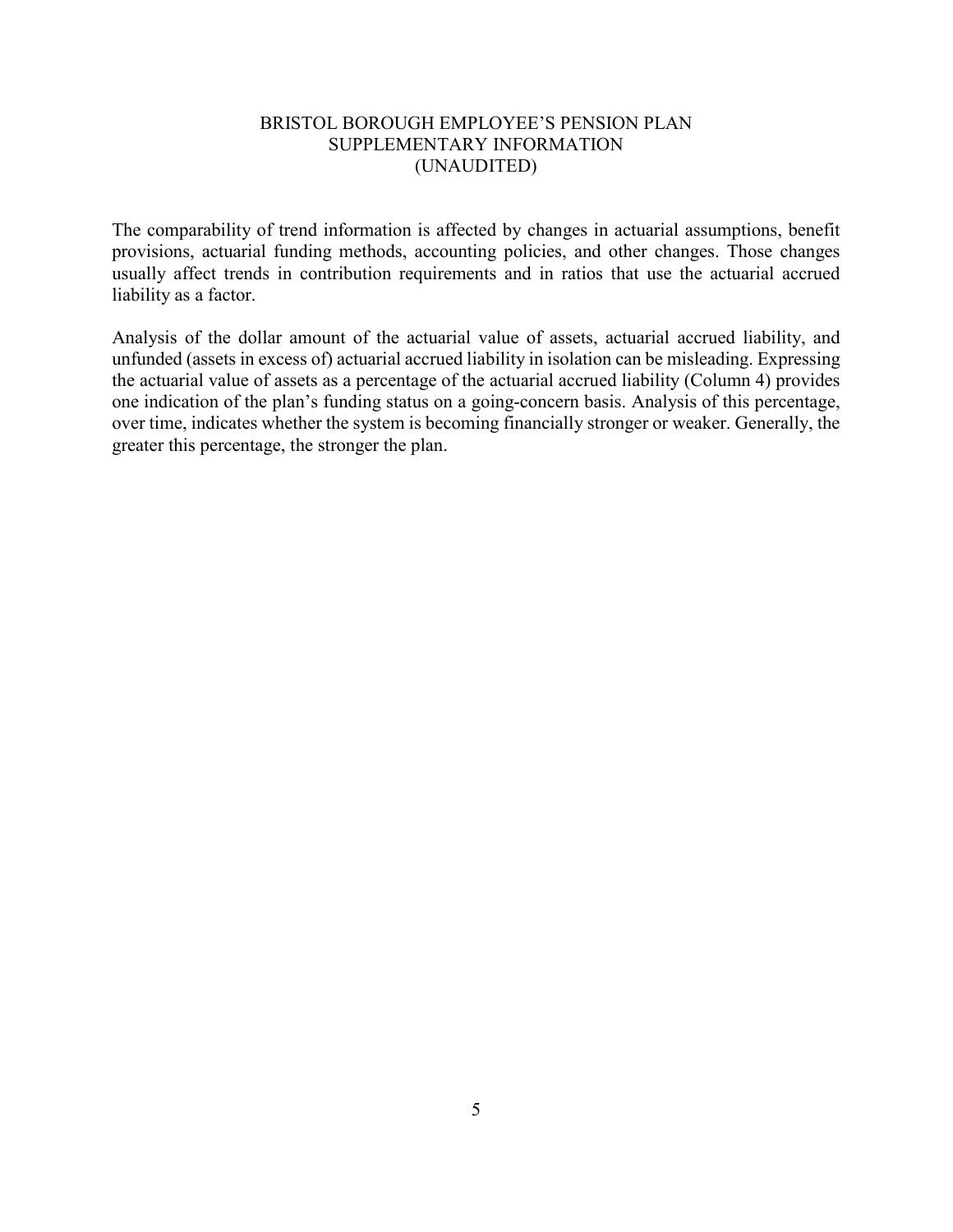# BRISTOL BOROUGH EMPLOYEE'S PENSION PLAN
## SUPPLEMENTARY INFORMATION
## (UNAUDITED)

The comparability of trend information is affected by changes in actuarial assumptions, benefit provisions, actuarial funding methods, accounting policies, and other changes. Those changes usually affect trends in contribution requirements and in ratios that use the actuarial accrued liability as a factor.

Analysis of the dollar amount of the actuarial value of assets, actuarial accrued liability, and unfunded (assets in excess of) actuarial accrued liability in isolation can be misleading. Expressing the actuarial value of assets as a percentage of the actuarial accrued liability (Column 4) provides one indication of the plan's funding status on a going-concern basis. Analysis of this percentage, over time, indicates whether the system is becoming financially stronger or weaker. Generally, the greater this percentage, the stronger the plan.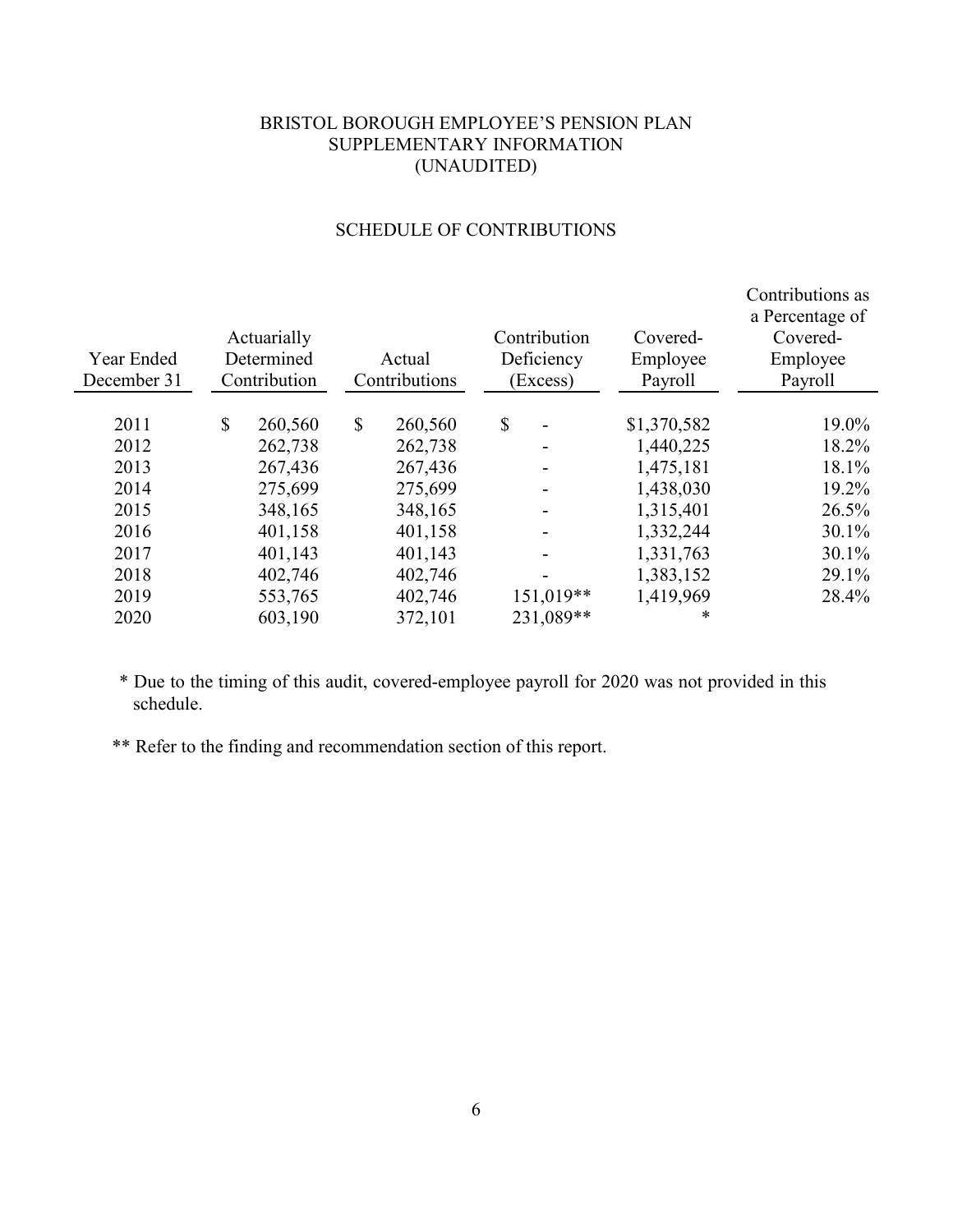# BRISTOL BOROUGH EMPLOYEE'S PENSION PLAN
## SUPPLEMENTARY INFORMATION
## (UNAUDITED)

### SCHEDULE OF CONTRIBUTIONS

| Year Ended December 31 | Actuarially Determined Contribution | Actual Contributions | Contribution Deficiency (Excess) | Covered-Employee Payroll | Contributions as a Percentage of Covered-Employee Payroll |
|---|---|---|---|---|---|
| 2011 | $ 260,560 | $ 260,560 | $ - | $1,370,582 | 19.0% |
| 2012 | 262,738 | 262,738 | - | 1,440,225 | 18.2% |
| 2013 | 267,436 | 267,436 | - | 1,475,181 | 18.1% |
| 2014 | 275,699 | 275,699 | - | 1,438,030 | 19.2% |
| 2015 | 348,165 | 348,165 | - | 1,315,401 | 26.5% |
| 2016 | 401,158 | 401,158 | - | 1,332,244 | 30.1% |
| 2017 | 401,143 | 401,143 | - | 1,331,763 | 30.1% |
| 2018 | 402,746 | 402,746 | - | 1,383,152 | 29.1% |
| 2019 | 553,765 | 402,746 | 151,019** | 1,419,969 | 28.4% |
| 2020 | 603,190 | 372,101 | 231,089** | * | |

\* Due to the timing of this audit, covered-employee payroll for 2020 was not provided in this schedule.

** Refer to the finding and recommendation section of this report.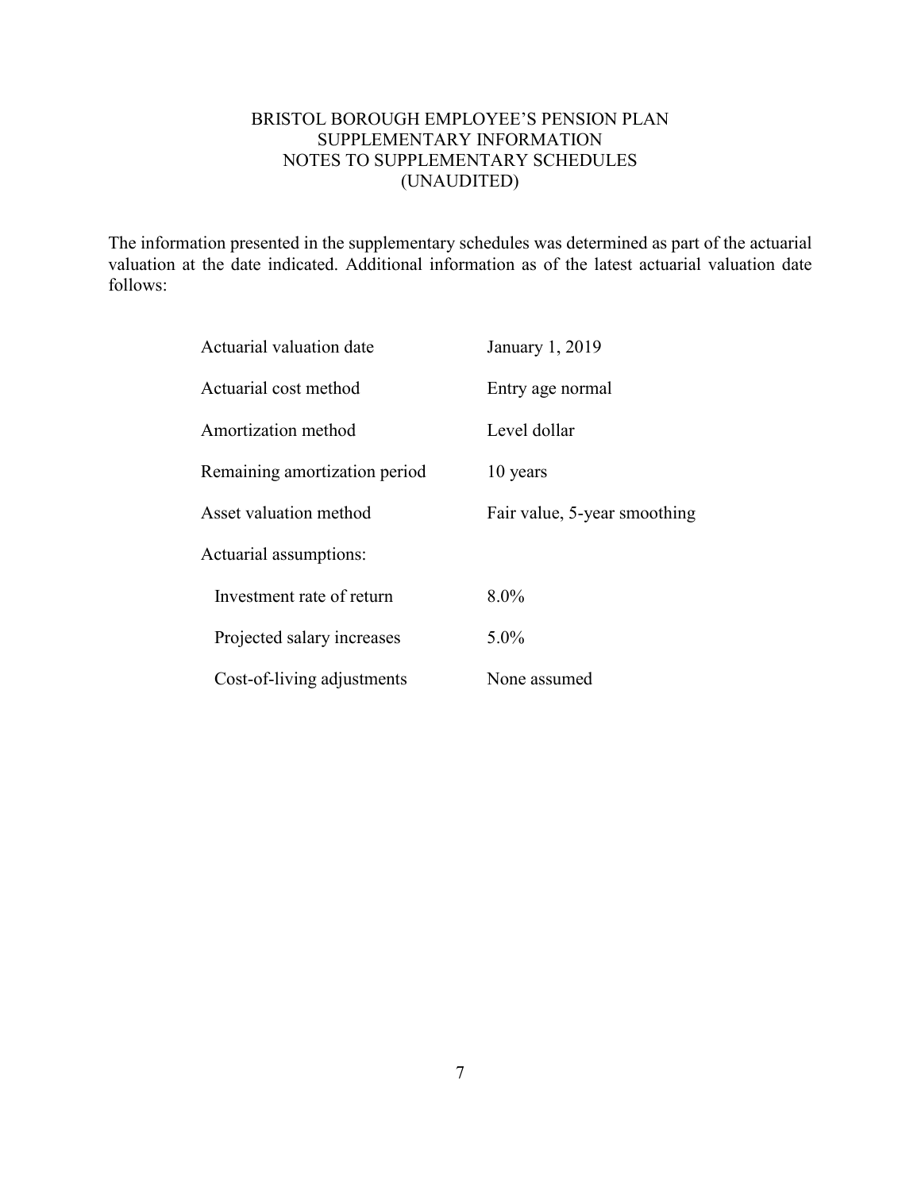# BRISTOL BOROUGH EMPLOYEE'S PENSION PLAN
## SUPPLEMENTARY INFORMATION
## NOTES TO SUPPLEMENTARY SCHEDULES
## (UNAUDITED)

The information presented in the supplementary schedules was determined as part of the actuarial valuation at the date indicated. Additional information as of the latest actuarial valuation date follows:

| | |
|---|---|
| Actuarial valuation date | January 1, 2019 |
| Actuarial cost method | Entry age normal |
| Amortization method | Level dollar |
| Remaining amortization period | 10 years |
| Asset valuation method | Fair value, 5-year smoothing |
| Actuarial assumptions: | |
| Investment rate of return | 8.0% |
| Projected salary increases | 5.0% |
| Cost-of-living adjustments | None assumed |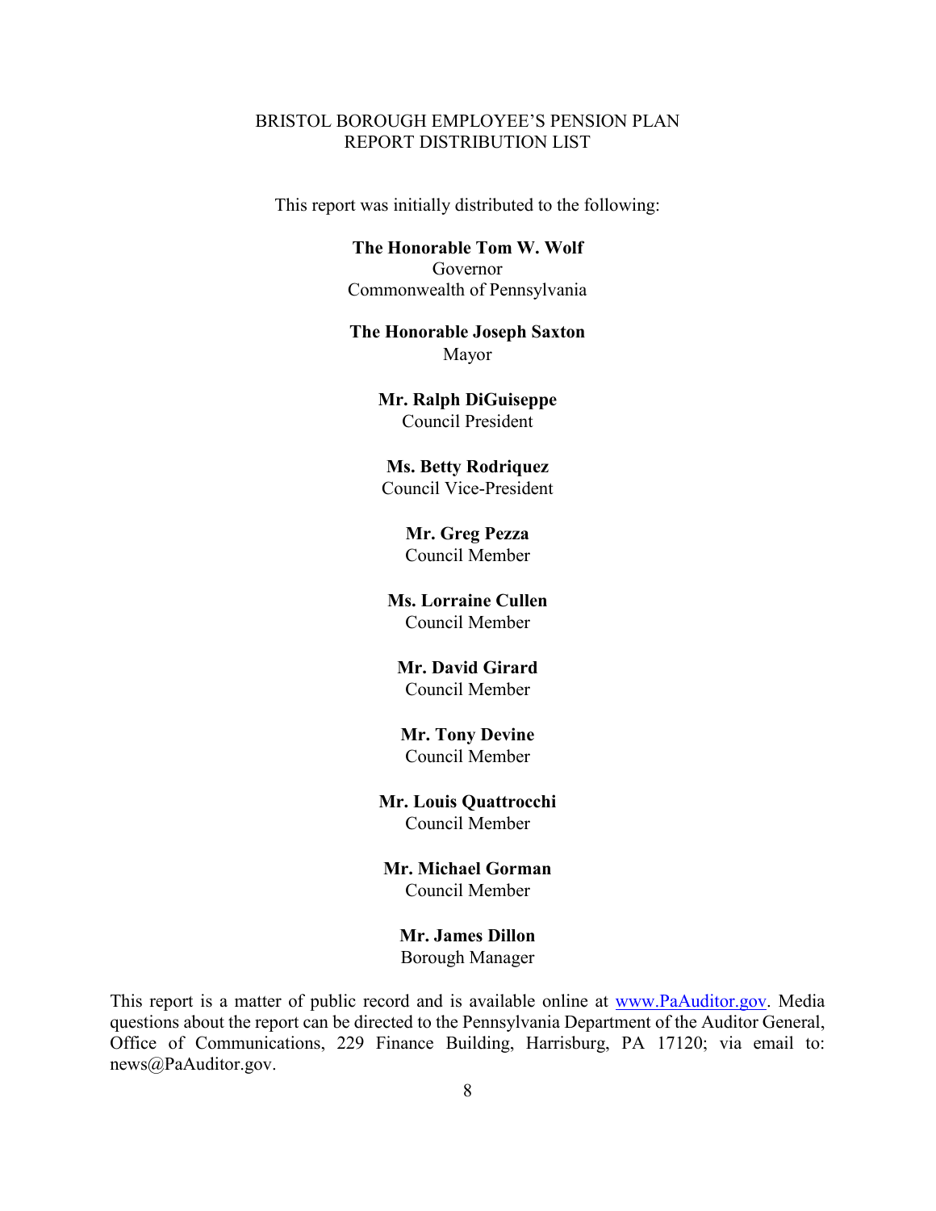BRISTOL BOROUGH EMPLOYEE'S PENSION PLAN
REPORT DISTRIBUTION LIST

This report was initially distributed to the following:

**The Honorable Tom W. Wolf**
Governor
Commonwealth of Pennsylvania

**The Honorable Joseph Saxton**
Mayor

**Mr. Ralph DiGuiseppe**
Council President

**Ms. Betty Rodriquez**
Council Vice-President

**Mr. Greg Pezza**
Council Member

**Ms. Lorraine Cullen**
Council Member

**Mr. David Girard**
Council Member

**Mr. Tony Devine**
Council Member

**Mr. Louis Quattrocchi**
Council Member

**Mr. Michael Gorman**
Council Member

**Mr. James Dillon**
Borough Manager

This report is a matter of public record and is available online at www.PaAuditor.gov. Media questions about the report can be directed to the Pennsylvania Department of the Auditor General, Office of Communications, 229 Finance Building, Harrisburg, PA 17120; via email to: news@PaAuditor.gov.